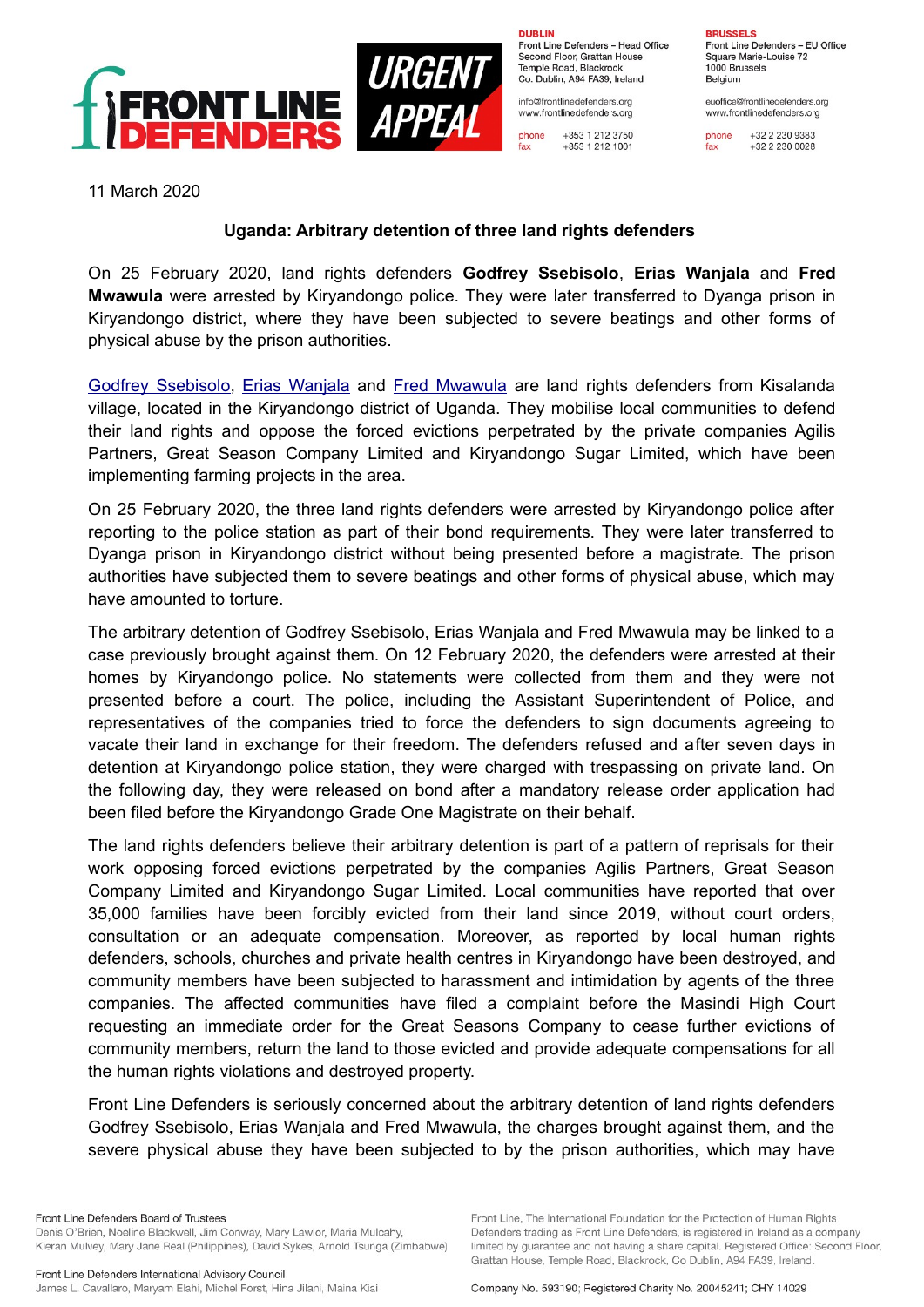FRONT LINE DEFENDERS

URGENT APPEAL

**DUBLIN**
Front Line Defenders – Head Office
Second Floor, Grattan House
Temple Road, Blackrock
Co. Dublin, A94 FA39, Ireland

info@frontlinedefenders.org
www.frontlinedefenders.org

phone +353 1 212 3750
fax +353 1 212 1001

**BRUSSELS**
Front Line Defenders – EU Office
Square Marie-Louise 72
1000 Brussels
Belgium

euoffice@frontlinedefenders.org
www.frontlinedefenders.org

phone +32 2 230 9383
fax +32 2 230 0028

11 March 2020

## Uganda: Arbitrary detention of three land rights defenders

On 25 February 2020, land rights defenders **Godfrey Ssebisolo**, **Erias Wanjala** and **Fred Mwawula** were arrested by Kiryandongo police. They were later transferred to Dyanga prison in Kiryandongo district, where they have been subjected to severe beatings and other forms of physical abuse by the prison authorities.

Godfrey Ssebisolo, Erias Wanjala and Fred Mwawula are land rights defenders from Kisalanda village, located in the Kiryandongo district of Uganda. They mobilise local communities to defend their land rights and oppose the forced evictions perpetrated by the private companies Agilis Partners, Great Season Company Limited and Kiryandongo Sugar Limited, which have been implementing farming projects in the area.

On 25 February 2020, the three land rights defenders were arrested by Kiryandongo police after reporting to the police station as part of their bond requirements. They were later transferred to Dyanga prison in Kiryandongo district without being presented before a magistrate. The prison authorities have subjected them to severe beatings and other forms of physical abuse, which may have amounted to torture.

The arbitrary detention of Godfrey Ssebisolo, Erias Wanjala and Fred Mwawula may be linked to a case previously brought against them. On 12 February 2020, the defenders were arrested at their homes by Kiryandongo police. No statements were collected from them and they were not presented before a court. The police, including the Assistant Superintendent of Police, and representatives of the companies tried to force the defenders to sign documents agreeing to vacate their land in exchange for their freedom. The defenders refused and after seven days in detention at Kiryandongo police station, they were charged with trespassing on private land. On the following day, they were released on bond after a mandatory release order application had been filed before the Kiryandongo Grade One Magistrate on their behalf.

The land rights defenders believe their arbitrary detention is part of a pattern of reprisals for their work opposing forced evictions perpetrated by the companies Agilis Partners, Great Season Company Limited and Kiryandongo Sugar Limited. Local communities have reported that over 35,000 families have been forcibly evicted from their land since 2019, without court orders, consultation or an adequate compensation. Moreover, as reported by local human rights defenders, schools, churches and private health centres in Kiryandongo have been destroyed, and community members have been subjected to harassment and intimidation by agents of the three companies. The affected communities have filed a complaint before the Masindi High Court requesting an immediate order for the Great Seasons Company to cease further evictions of community members, return the land to those evicted and provide adequate compensations for all the human rights violations and destroyed property.

Front Line Defenders is seriously concerned about the arbitrary detention of land rights defenders Godfrey Ssebisolo, Erias Wanjala and Fred Mwawula, the charges brought against them, and the severe physical abuse they have been subjected to by the prison authorities, which may have

Front Line Defenders Board of Trustees
Denis O'Brien, Noeline Blackwell, Jim Conway, Mary Lawlor, Maria Mulcahy, Kieran Mulvey, Mary Jane Real (Philippines), David Sykes, Arnold Tsunga (Zimbabwe)

Front Line Defenders International Advisory Council
James L. Cavallaro, Maryam Elahi, Michel Forst, Hina Jilani, Maina Kiai

Front Line, The International Foundation for the Protection of Human Rights Defenders trading as Front Line Defenders, is registered in Ireland as a company limited by guarantee and not having a share capital. Registered Office: Second Floor, Grattan House, Temple Road, Blackrock, Co Dublin, A94 FA39, Ireland.

Company No. 593190; Registered Charity No. 20045241; CHY 14029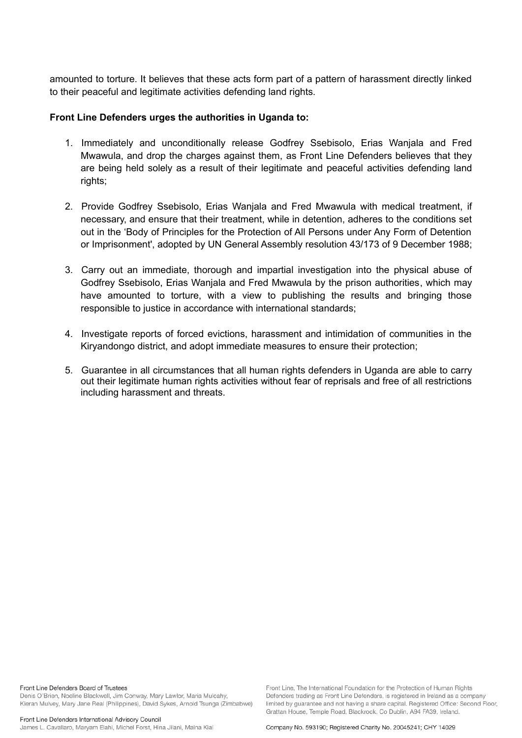amounted to torture. It believes that these acts form part of a pattern of harassment directly linked to their peaceful and legitimate activities defending land rights.

**Front Line Defenders urges the authorities in Uganda to:**

1. Immediately and unconditionally release Godfrey Ssebisolo, Erias Wanjala and Fred Mwawula, and drop the charges against them, as Front Line Defenders believes that they are being held solely as a result of their legitimate and peaceful activities defending land rights;

2. Provide Godfrey Ssebisolo, Erias Wanjala and Fred Mwawula with medical treatment, if necessary, and ensure that their treatment, while in detention, adheres to the conditions set out in the 'Body of Principles for the Protection of All Persons under Any Form of Detention or Imprisonment', adopted by UN General Assembly resolution 43/173 of 9 December 1988;

3. Carry out an immediate, thorough and impartial investigation into the physical abuse of Godfrey Ssebisolo, Erias Wanjala and Fred Mwawula by the prison authorities, which may have amounted to torture, with a view to publishing the results and bringing those responsible to justice in accordance with international standards;

4. Investigate reports of forced evictions, harassment and intimidation of communities in the Kiryandongo district, and adopt immediate measures to ensure their protection;

5. Guarantee in all circumstances that all human rights defenders in Uganda are able to carry out their legitimate human rights activities without fear of reprisals and free of all restrictions including harassment and threats.

Front Line Defenders Board of Trustees
Denis O'Brien, Noeline Blackwell, Jim Conway, Mary Lawlor, Maria Mulcahy, Kieran Mulvey, Mary Jane Real (Philippines), David Sykes, Arnold Tsunga (Zimbabwe)

Front Line Defenders International Advisory Council
James L. Cavallaro, Maryam Elahi, Michel Forst, Hina Jilani, Maina Kiai

Front Line, The International Foundation for the Protection of Human Rights Defenders trading as Front Line Defenders, is registered in Ireland as a company limited by guarantee and not having a share capital. Registered Office: Second Floor, Grattan House, Temple Road, Blackrock, Co Dublin, A94 FA39, Ireland.

Company No. 593190; Registered Charity No. 20045241; CHY 14029